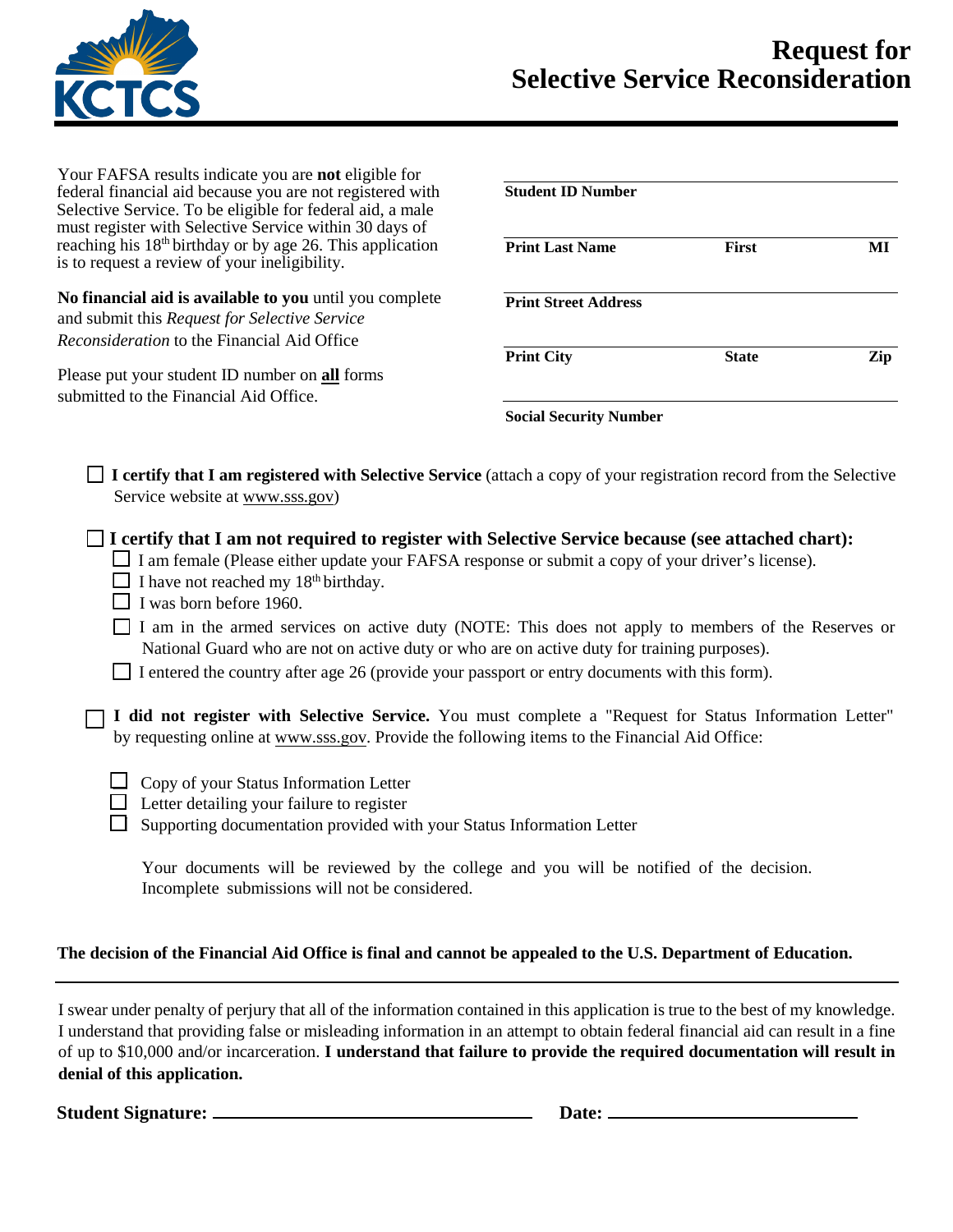# Request for Selective Service Reconsideration

Your FAFSA results indicate you are **not** eligible for federal financial aid because you are not registered with Selective Service. To be eligible for federal aid, a male must register with Selective Service within 30 days of reaching his 18th birthday or by age 26. This application is to request a review of your ineligibility.

**No financial aid is available to you** until you complete and submit this *Request for Selective Service Reconsideration* to the Financial Aid Office

Please put your student ID number on **all** forms submitted to the Financial Aid Office.

**Student ID Number**

**Print Last Name** **First** **MI**

**Print Street Address**

**Print City** **State** **Zip**

**Social Security Number**

☐ **I certify that I am registered with Selective Service** (attach a copy of your registration record from the Selective Service website at www.sss.gov)

☐ **I certify that I am not required to register with Selective Service because (see attached chart):**

- ☐ I am female (Please either update your FAFSA response or submit a copy of your driver's license).
- ☐ I have not reached my 18th birthday.
- ☐ I was born before 1960.
- ☐ I am in the armed services on active duty (NOTE: This does not apply to members of the Reserves or National Guard who are not on active duty or who are on active duty for training purposes).
- ☐ I entered the country after age 26 (provide your passport or entry documents with this form).

☐ **I did not register with Selective Service.** You must complete a "Request for Status Information Letter" by requesting online at www.sss.gov. Provide the following items to the Financial Aid Office:

- ☐ Copy of your Status Information Letter
- ☐ Letter detailing your failure to register
- ☐ Supporting documentation provided with your Status Information Letter

Your documents will be reviewed by the college and you will be notified of the decision. Incomplete submissions will not be considered.

**The decision of the Financial Aid Office is final and cannot be appealed to the U.S. Department of Education.**

---

I swear under penalty of perjury that all of the information contained in this application is true to the best of my knowledge. I understand that providing false or misleading information in an attempt to obtain federal financial aid can result in a fine of up to $10,000 and/or incarceration. **I understand that failure to provide the required documentation will result in denial of this application.**

**Student Signature:** ______________________ **Date:** ______________________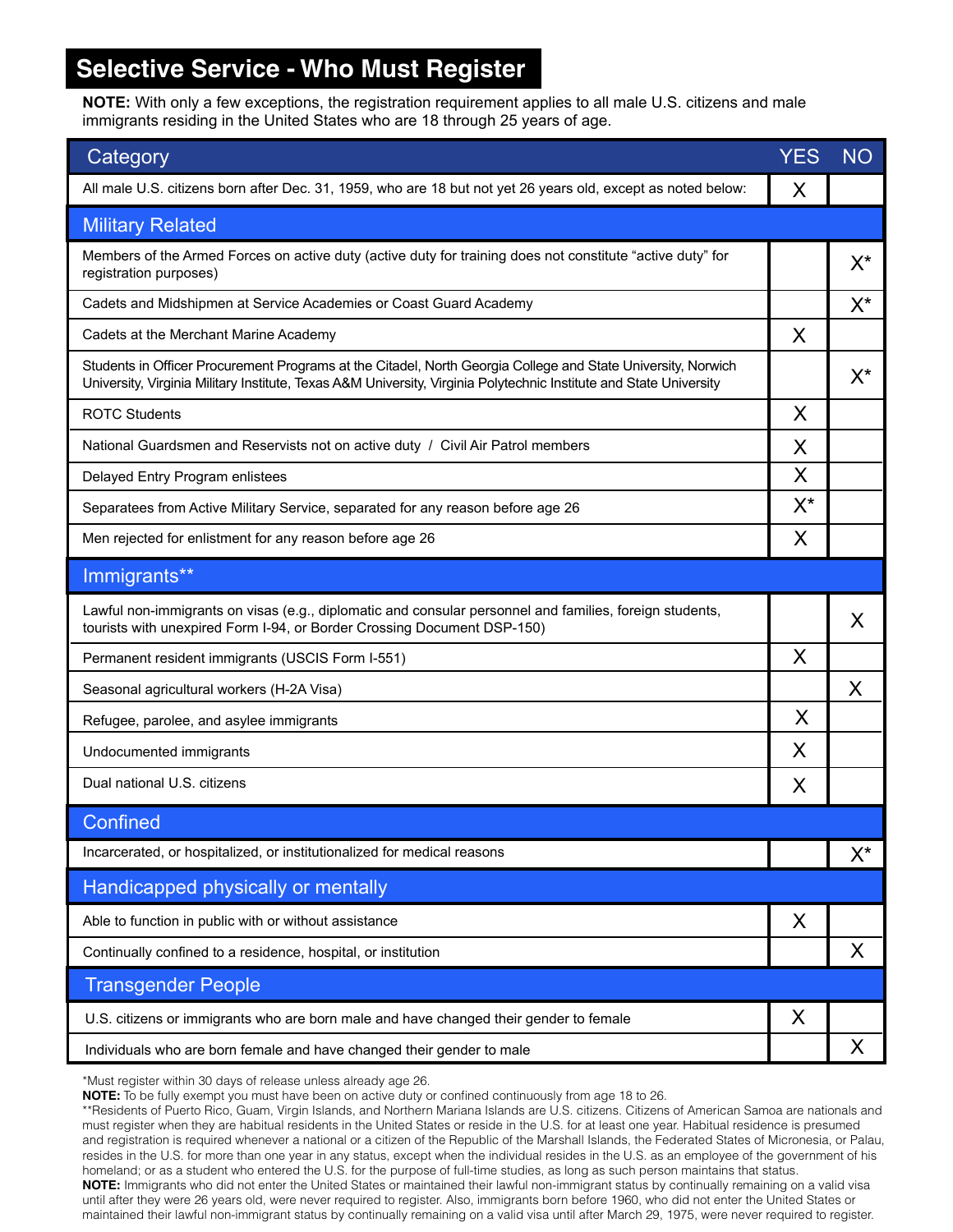# Selective Service - Who Must Register

**NOTE:** With only a few exceptions, the registration requirement applies to all male U.S. citizens and male immigrants residing in the United States who are 18 through 25 years of age.

| Category | YES | NO |
|---|---|---|
| All male U.S. citizens born after Dec. 31, 1959, who are 18 but not yet 26 years old, except as noted below: | X | |
| **Military Related** | | |
| Members of the Armed Forces on active duty (active duty for training does not constitute "active duty" for registration purposes) | | X* |
| Cadets and Midshipmen at Service Academies or Coast Guard Academy | | X* |
| Cadets at the Merchant Marine Academy | X | |
| Students in Officer Procurement Programs at the Citadel, North Georgia College and State University, Norwich University, Virginia Military Institute, Texas A&M University, Virginia Polytechnic Institute and State University | | X* |
| ROTC Students | X | |
| National Guardsmen and Reservists not on active duty / Civil Air Patrol members | X | |
| Delayed Entry Program enlistees | X | |
| Separatees from Active Military Service, separated for any reason before age 26 | X* | |
| Men rejected for enlistment for any reason before age 26 | X | |
| **Immigrants**** | | |
| Lawful non-immigrants on visas (e.g., diplomatic and consular personnel and families, foreign students, tourists with unexpired Form I-94, or Border Crossing Document DSP-150) | | X |
| Permanent resident immigrants (USCIS Form I-551) | X | |
| Seasonal agricultural workers (H-2A Visa) | | X |
| Refugee, parolee, and asylee immigrants | X | |
| Undocumented immigrants | X | |
| Dual national U.S. citizens | X | |
| **Confined** | | |
| Incarcerated, or hospitalized, or institutionalized for medical reasons | | X* |
| **Handicapped physically or mentally** | | |
| Able to function in public with or without assistance | X | |
| Continually confined to a residence, hospital, or institution | | X |
| **Transgender People** | | |
| U.S. citizens or immigrants who are born male and have changed their gender to female | X | |
| Individuals who are born female and have changed their gender to male | | X |

*Must register within 30 days of release unless already age 26.

**NOTE:** To be fully exempt you must have been on active duty or confined continuously from age 18 to 26.

**Residents of Puerto Rico, Guam, Virgin Islands, and Northern Mariana Islands are U.S. citizens. Citizens of American Samoa are nationals and must register when they are habitual residents in the United States or reside in the U.S. for at least one year. Habitual residence is presumed and registration is required whenever a national or a citizen of the Republic of the Marshall Islands, the Federated States of Micronesia, or Palau, resides in the U.S. for more than one year in any status, except when the individual resides in the U.S. as an employee of the government of his homeland; or as a student who entered the U.S. for the purpose of full-time studies, as long as such person maintains that status.

**NOTE:** Immigrants who did not enter the United States or maintained their lawful non-immigrant status by continually remaining on a valid visa until after they were 26 years old, were never required to register. Also, immigrants born before 1960, who did not enter the United States or maintained their lawful non-immigrant status by continually remaining on a valid visa until after March 29, 1975, were never required to register.